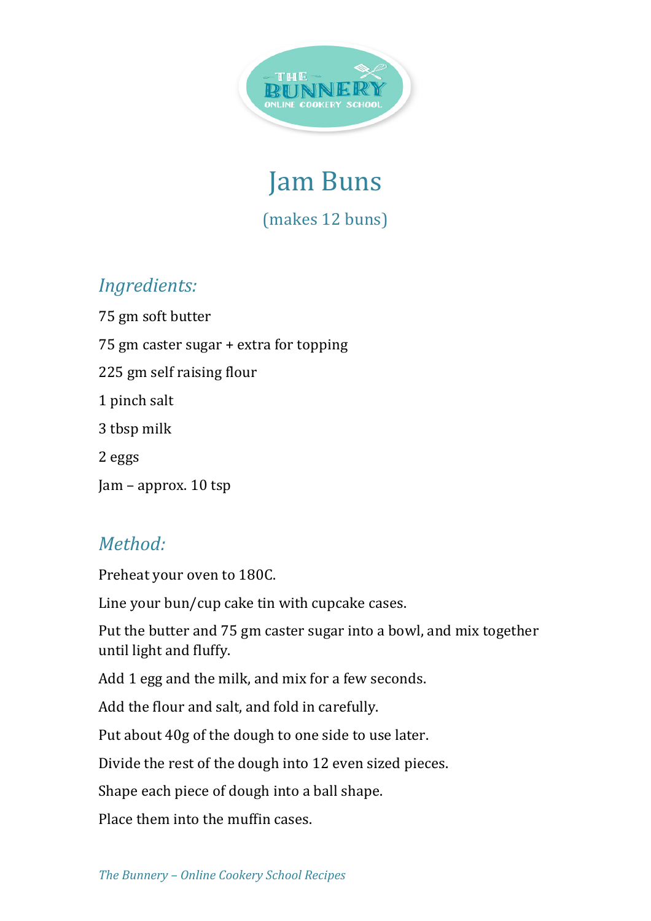# Jam Buns

(makes 12 buns)

## *Ingredients:*

75 gm soft butter

75 gm caster sugar + extra for topping

225 gm self raising flour

1 pinch salt

3 tbsp milk

2 eggs

Jam – approx. 10 tsp

## *Method:*

Preheat your oven to 180C.

Line your bun/cup cake tin with cupcake cases.

Put the butter and 75 gm caster sugar into a bowl, and mix together until light and fluffy.

Add 1 egg and the milk, and mix for a few seconds.

Add the flour and salt, and fold in carefully.

Put about 40g of the dough to one side to use later.

Divide the rest of the dough into 12 even sized pieces.

Shape each piece of dough into a ball shape.

Place them into the muffin cases.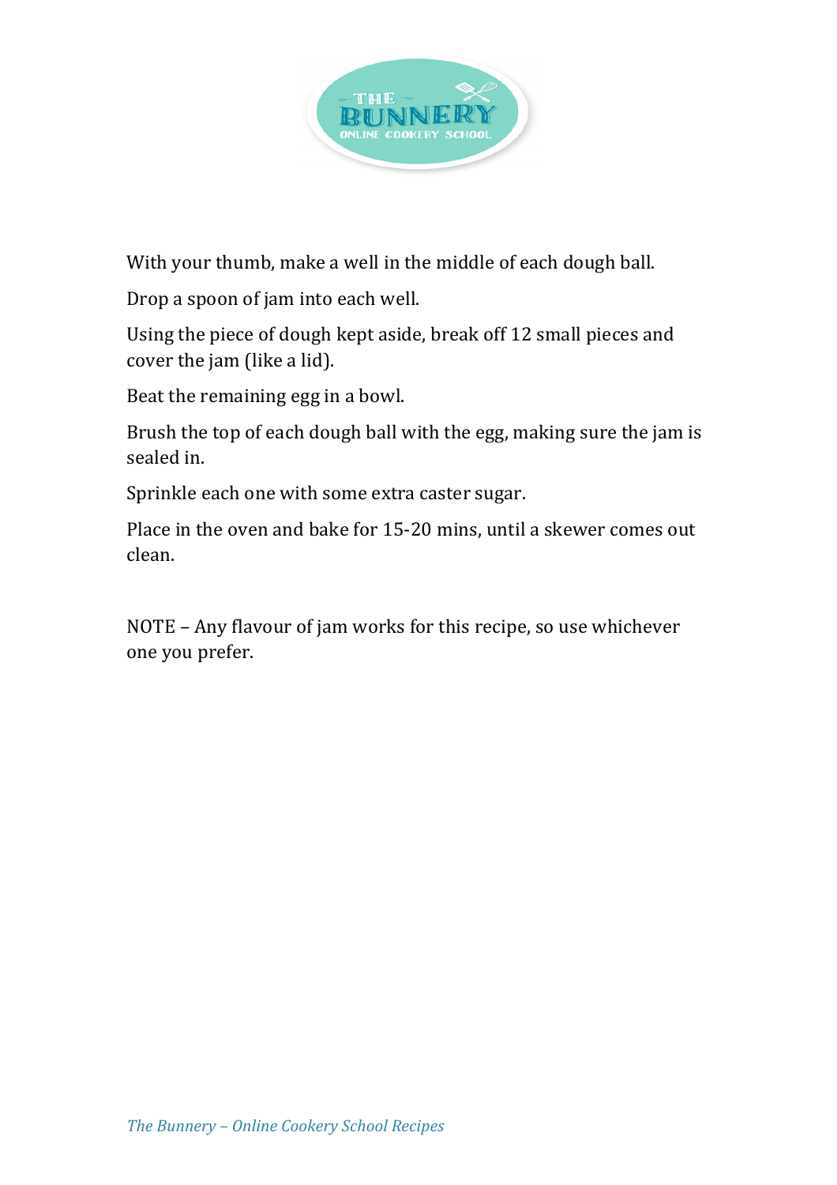With your thumb, make a well in the middle of each dough ball.

Drop a spoon of jam into each well.

Using the piece of dough kept aside, break off 12 small pieces and cover the jam (like a lid).

Beat the remaining egg in a bowl.

Brush the top of each dough ball with the egg, making sure the jam is sealed in.

Sprinkle each one with some extra caster sugar.

Place in the oven and bake for 15-20 mins, until a skewer comes out clean.

NOTE – Any flavour of jam works for this recipe, so use whichever one you prefer.